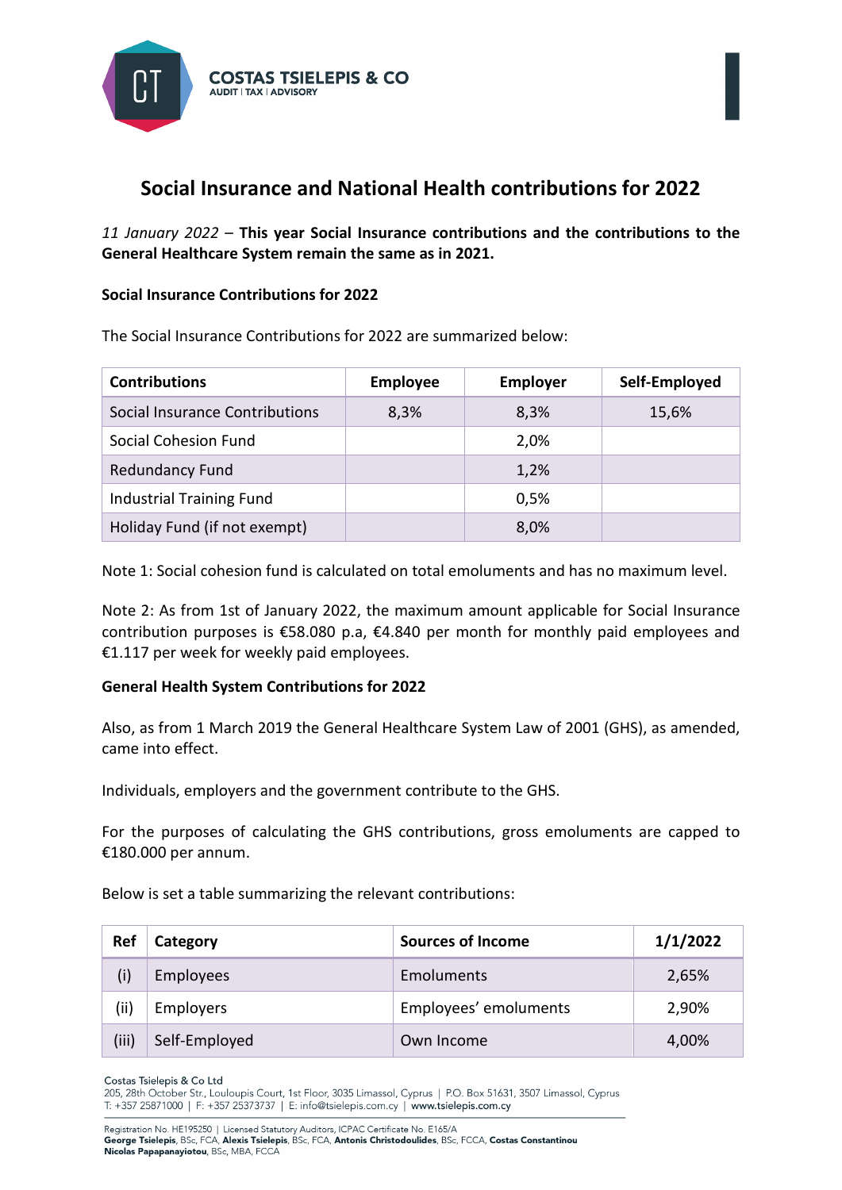COSTAS TSIELEPIS & CO
AUDIT | TAX | ADVISORY

# Social Insurance and National Health contributions for 2022

*11 January 2022* – **This year Social Insurance contributions and the contributions to the General Healthcare System remain the same as in 2021.**

**Social Insurance Contributions for 2022**

The Social Insurance Contributions for 2022 are summarized below:

| Contributions | Employee | Employer | Self-Employed |
|---|---|---|---|
| Social Insurance Contributions | 8,3% | 8,3% | 15,6% |
| Social Cohesion Fund | | 2,0% | |
| Redundancy Fund | | 1,2% | |
| Industrial Training Fund | | 0,5% | |
| Holiday Fund (if not exempt) | | 8,0% | |

Note 1: Social cohesion fund is calculated on total emoluments and has no maximum level.

Note 2: As from 1st of January 2022, the maximum amount applicable for Social Insurance contribution purposes is €58.080 p.a, €4.840 per month for monthly paid employees and €1.117 per week for weekly paid employees.

**General Health System Contributions for 2022**

Also, as from 1 March 2019 the General Healthcare System Law of 2001 (GHS), as amended, came into effect.

Individuals, employers and the government contribute to the GHS.

For the purposes of calculating the GHS contributions, gross emoluments are capped to €180.000 per annum.

Below is set a table summarizing the relevant contributions:

| Ref | Category | Sources of Income | 1/1/2022 |
|---|---|---|---|
| (i) | Employees | Emoluments | 2,65% |
| (ii) | Employers | Employees' emoluments | 2,90% |
| (iii) | Self-Employed | Own Income | 4,00% |

Costas Tsielepis & Co Ltd
205, 28th October Str., Louloupis Court, 1st Floor, 3035 Limassol, Cyprus | P.O. Box 51631, 3507 Limassol, Cyprus
T: +357 25871000 | F: +357 25373737 | E: info@tsielepis.com.cy | www.tsielepis.com.cy

Registration No. HE195250 | Licensed Statutory Auditors, ICPAC Certificate No. E165/A
**George Tsielepis**, BSc, FCA, **Alexis Tsielepis**, BSc, FCA, **Antonis Christodoulides**, BSc, FCCA, **Costas Constantinou**
**Nicolas Papapanayiotou**, BSc, MBA, FCCA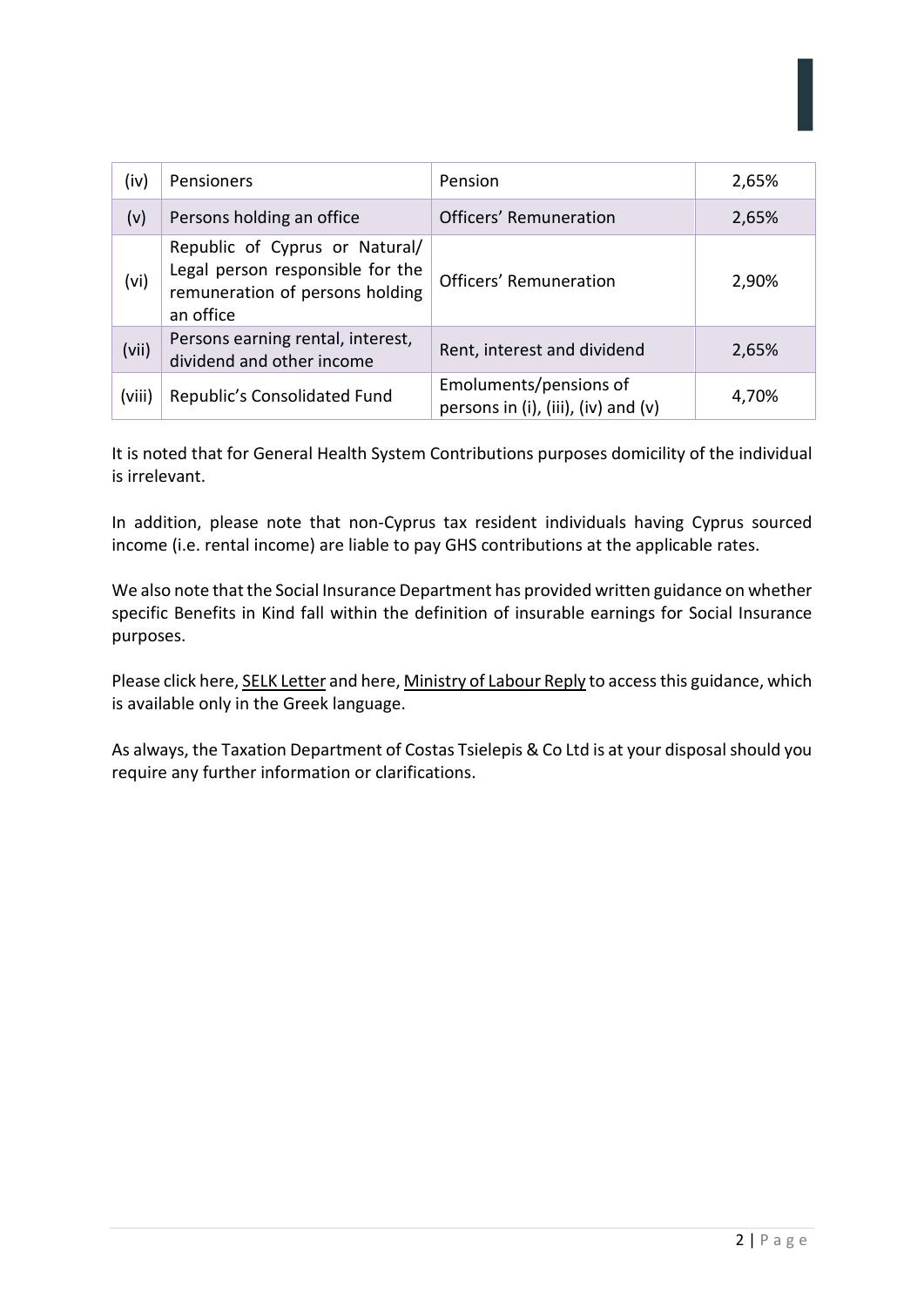| | | | |
|---|---|---|---|
| (iv) | Pensioners | Pension | 2,65% |
| (v) | Persons holding an office | Officers' Remuneration | 2,65% |
| (vi) | Republic of Cyprus or Natural/ Legal person responsible for the remuneration of persons holding an office | Officers' Remuneration | 2,90% |
| (vii) | Persons earning rental, interest, dividend and other income | Rent, interest and dividend | 2,65% |
| (viii) | Republic's Consolidated Fund | Emoluments/pensions of persons in (i), (iii), (iv) and (v) | 4,70% |

It is noted that for General Health System Contributions purposes domicility of the individual is irrelevant.

In addition, please note that non-Cyprus tax resident individuals having Cyprus sourced income (i.e. rental income) are liable to pay GHS contributions at the applicable rates.

We also note that the Social Insurance Department has provided written guidance on whether specific Benefits in Kind fall within the definition of insurable earnings for Social Insurance purposes.

Please click here, SELK Letter and here, Ministry of Labour Reply to access this guidance, which is available only in the Greek language.

As always, the Taxation Department of Costas Tsielepis & Co Ltd is at your disposal should you require any further information or clarifications.